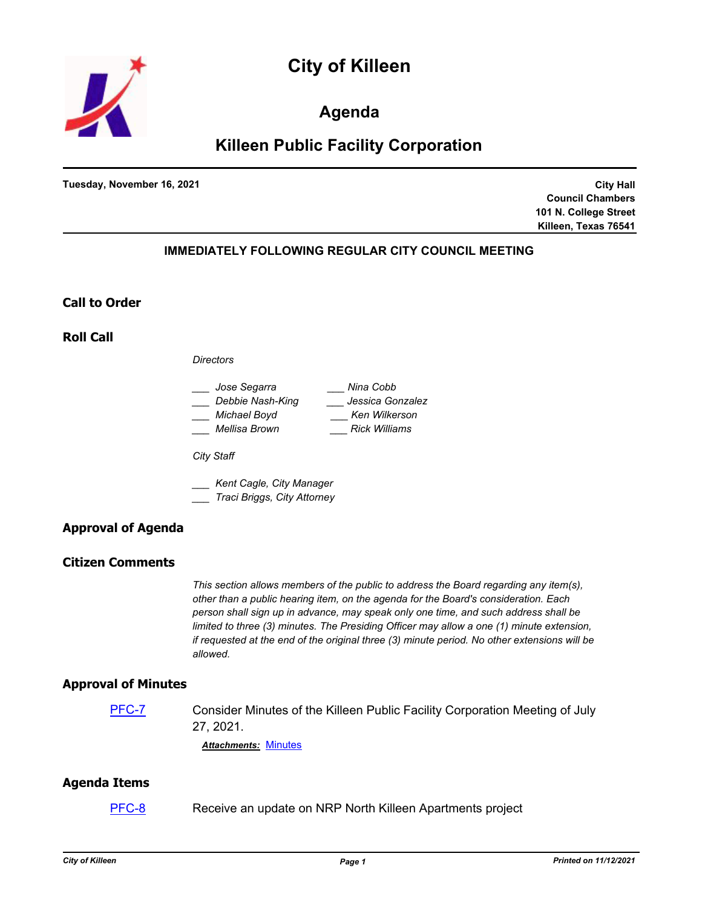# City of Killeen

## Agenda

## Killeen Public Facility Corporation

**Tuesday, November 16, 2021**

**City Hall**
**Council Chambers**
**101 N. College Street**
**Killeen, Texas 76541**

**IMMEDIATELY FOLLOWING REGULAR CITY COUNCIL MEETING**

### Call to Order

### Roll Call

*Directors*

___ *Jose Segarra*
___ *Debbie Nash-King*
___ *Michael Boyd*
___ *Mellisa Brown*
___ *Nina Cobb*
___ *Jessica Gonzalez*
___ *Ken Wilkerson*
___ *Rick Williams*

*City Staff*

___ *Kent Cagle, City Manager*
___ *Traci Briggs, City Attorney*

### Approval of Agenda

### Citizen Comments

*This section allows members of the public to address the Board regarding any item(s), other than a public hearing item, on the agenda for the Board's consideration. Each person shall sign up in advance, may speak only one time, and such address shall be limited to three (3) minutes. The Presiding Officer may allow a one (1) minute extension, if requested at the end of the original three (3) minute period. No other extensions will be allowed.*

### Approval of Minutes

PFC-7 Consider Minutes of the Killeen Public Facility Corporation Meeting of July 27, 2021.

***Attachments:*** Minutes

### Agenda Items

PFC-8 Receive an update on NRP North Killeen Apartments project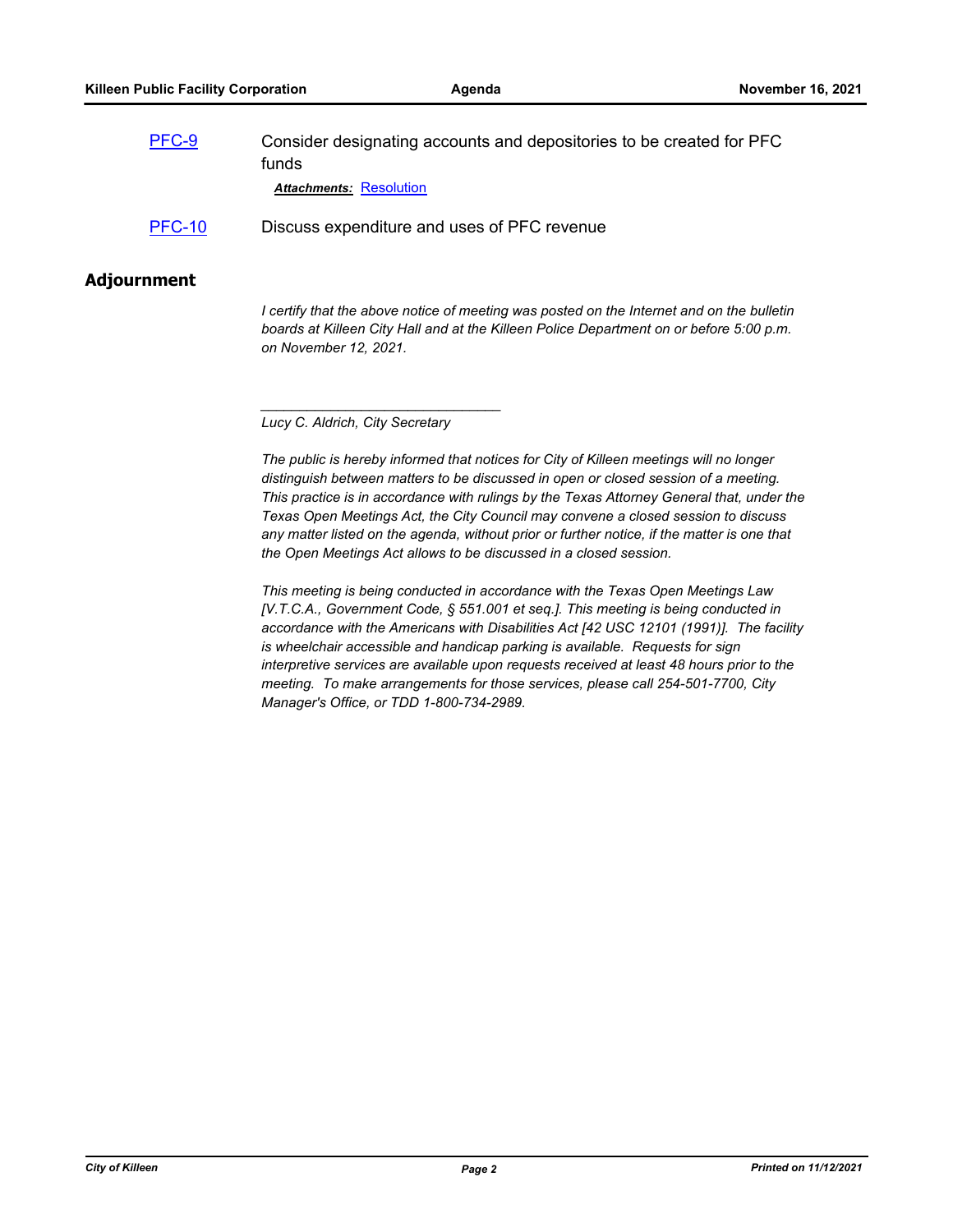PFC-9 Consider designating accounts and depositories to be created for PFC funds

***Attachments:*** Resolution

PFC-10 Discuss expenditure and uses of PFC revenue

## Adjournment

*I certify that the above notice of meeting was posted on the Internet and on the bulletin boards at Killeen City Hall and at the Killeen Police Department on or before 5:00 p.m. on November 12, 2021.*

______________________________

*Lucy C. Aldrich, City Secretary*

*The public is hereby informed that notices for City of Killeen meetings will no longer distinguish between matters to be discussed in open or closed session of a meeting. This practice is in accordance with rulings by the Texas Attorney General that, under the Texas Open Meetings Act, the City Council may convene a closed session to discuss any matter listed on the agenda, without prior or further notice, if the matter is one that the Open Meetings Act allows to be discussed in a closed session.*

*This meeting is being conducted in accordance with the Texas Open Meetings Law [V.T.C.A., Government Code, § 551.001 et seq.]. This meeting is being conducted in accordance with the Americans with Disabilities Act [42 USC 12101 (1991)]. The facility is wheelchair accessible and handicap parking is available. Requests for sign interpretive services are available upon requests received at least 48 hours prior to the meeting. To make arrangements for those services, please call 254-501-7700, City Manager's Office, or TDD 1-800-734-2989.*